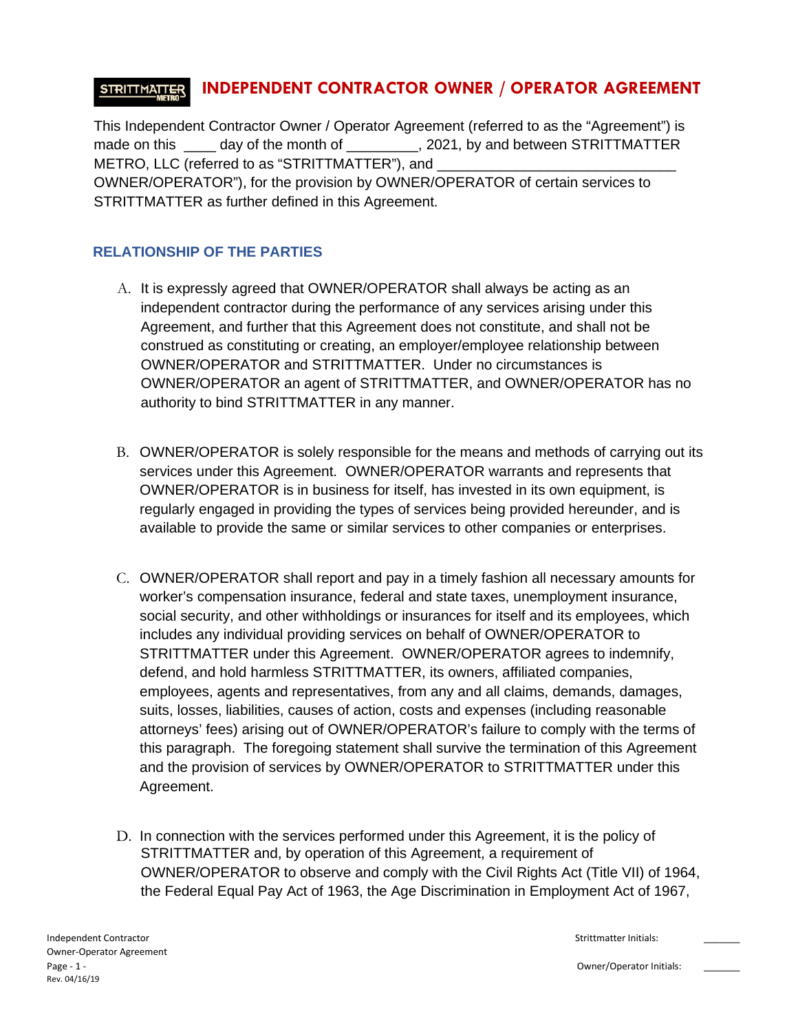# INDEPENDENT CONTRACTOR OWNER / OPERATOR AGREEMENT

This Independent Contractor Owner / Operator Agreement (referred to as the "Agreement") is made on this ____ day of the month of _________, 2021, by and between STRITTMATTER METRO, LLC (referred to as "STRITTMATTER"), and ______________________________ OWNER/OPERATOR"), for the provision by OWNER/OPERATOR of certain services to STRITTMATTER as further defined in this Agreement.

## RELATIONSHIP OF THE PARTIES

A. It is expressly agreed that OWNER/OPERATOR shall always be acting as an independent contractor during the performance of any services arising under this Agreement, and further that this Agreement does not constitute, and shall not be construed as constituting or creating, an employer/employee relationship between OWNER/OPERATOR and STRITTMATTER. Under no circumstances is OWNER/OPERATOR an agent of STRITTMATTER, and OWNER/OPERATOR has no authority to bind STRITTMATTER in any manner.

B. OWNER/OPERATOR is solely responsible for the means and methods of carrying out its services under this Agreement. OWNER/OPERATOR warrants and represents that OWNER/OPERATOR is in business for itself, has invested in its own equipment, is regularly engaged in providing the types of services being provided hereunder, and is available to provide the same or similar services to other companies or enterprises.

C. OWNER/OPERATOR shall report and pay in a timely fashion all necessary amounts for worker's compensation insurance, federal and state taxes, unemployment insurance, social security, and other withholdings or insurances for itself and its employees, which includes any individual providing services on behalf of OWNER/OPERATOR to STRITTMATTER under this Agreement. OWNER/OPERATOR agrees to indemnify, defend, and hold harmless STRITTMATTER, its owners, affiliated companies, employees, agents and representatives, from any and all claims, demands, damages, suits, losses, liabilities, causes of action, costs and expenses (including reasonable attorneys' fees) arising out of OWNER/OPERATOR's failure to comply with the terms of this paragraph. The foregoing statement shall survive the termination of this Agreement and the provision of services by OWNER/OPERATOR to STRITTMATTER under this Agreement.

D. In connection with the services performed under this Agreement, it is the policy of STRITTMATTER and, by operation of this Agreement, a requirement of OWNER/OPERATOR to observe and comply with the Civil Rights Act (Title VII) of 1964, the Federal Equal Pay Act of 1963, the Age Discrimination in Employment Act of 1967,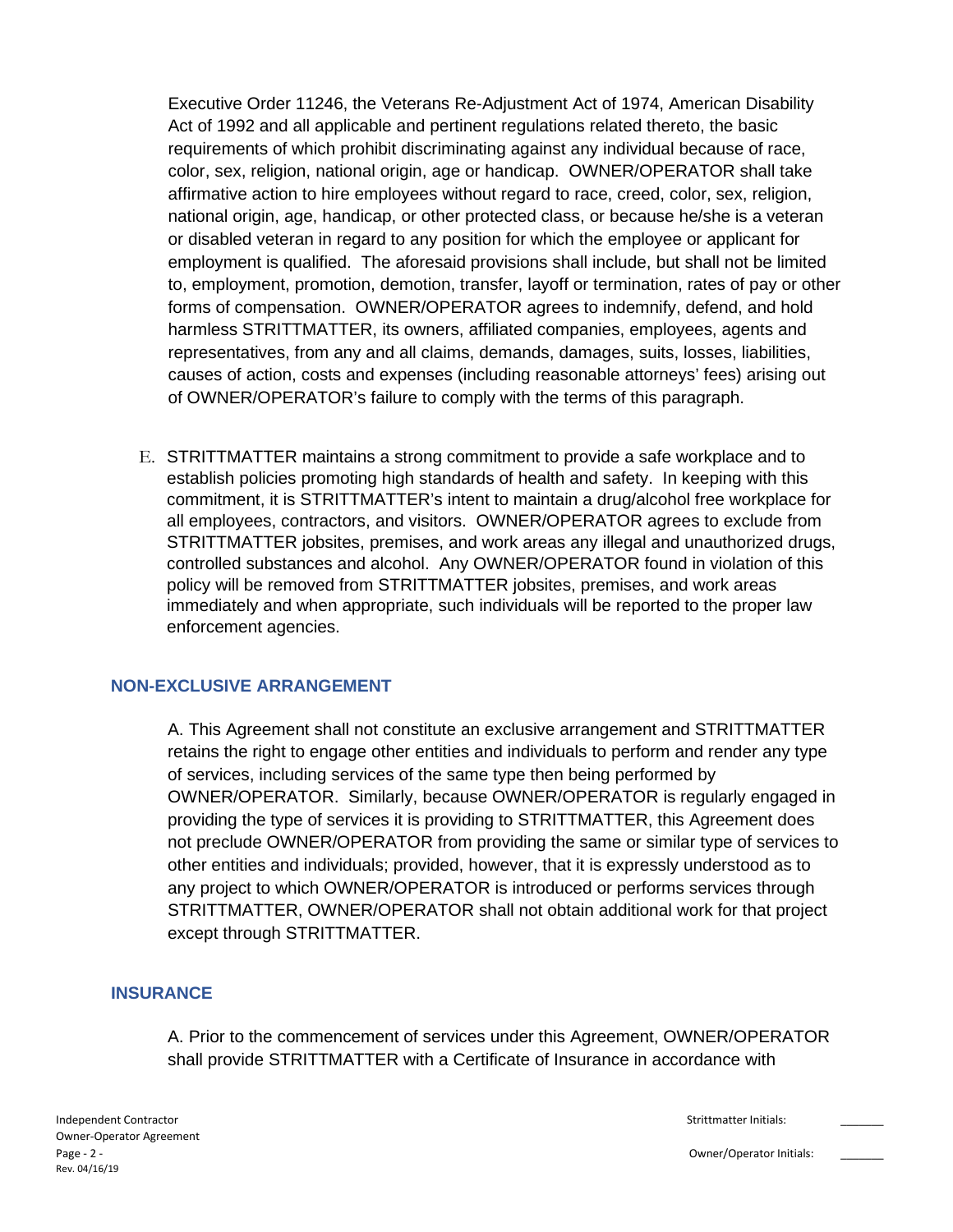Executive Order 11246, the Veterans Re-Adjustment Act of 1974, American Disability Act of 1992 and all applicable and pertinent regulations related thereto, the basic requirements of which prohibit discriminating against any individual because of race, color, sex, religion, national origin, age or handicap. OWNER/OPERATOR shall take affirmative action to hire employees without regard to race, creed, color, sex, religion, national origin, age, handicap, or other protected class, or because he/she is a veteran or disabled veteran in regard to any position for which the employee or applicant for employment is qualified. The aforesaid provisions shall include, but shall not be limited to, employment, promotion, demotion, transfer, layoff or termination, rates of pay or other forms of compensation. OWNER/OPERATOR agrees to indemnify, defend, and hold harmless STRITTMATTER, its owners, affiliated companies, employees, agents and representatives, from any and all claims, demands, damages, suits, losses, liabilities, causes of action, costs and expenses (including reasonable attorneys' fees) arising out of OWNER/OPERATOR's failure to comply with the terms of this paragraph.

E. STRITTMATTER maintains a strong commitment to provide a safe workplace and to establish policies promoting high standards of health and safety. In keeping with this commitment, it is STRITTMATTER's intent to maintain a drug/alcohol free workplace for all employees, contractors, and visitors. OWNER/OPERATOR agrees to exclude from STRITTMATTER jobsites, premises, and work areas any illegal and unauthorized drugs, controlled substances and alcohol. Any OWNER/OPERATOR found in violation of this policy will be removed from STRITTMATTER jobsites, premises, and work areas immediately and when appropriate, such individuals will be reported to the proper law enforcement agencies.

## NON-EXCLUSIVE ARRANGEMENT

A. This Agreement shall not constitute an exclusive arrangement and STRITTMATTER retains the right to engage other entities and individuals to perform and render any type of services, including services of the same type then being performed by OWNER/OPERATOR. Similarly, because OWNER/OPERATOR is regularly engaged in providing the type of services it is providing to STRITTMATTER, this Agreement does not preclude OWNER/OPERATOR from providing the same or similar type of services to other entities and individuals; provided, however, that it is expressly understood as to any project to which OWNER/OPERATOR is introduced or performs services through STRITTMATTER, OWNER/OPERATOR shall not obtain additional work for that project except through STRITTMATTER.

## INSURANCE

A. Prior to the commencement of services under this Agreement, OWNER/OPERATOR shall provide STRITTMATTER with a Certificate of Insurance in accordance with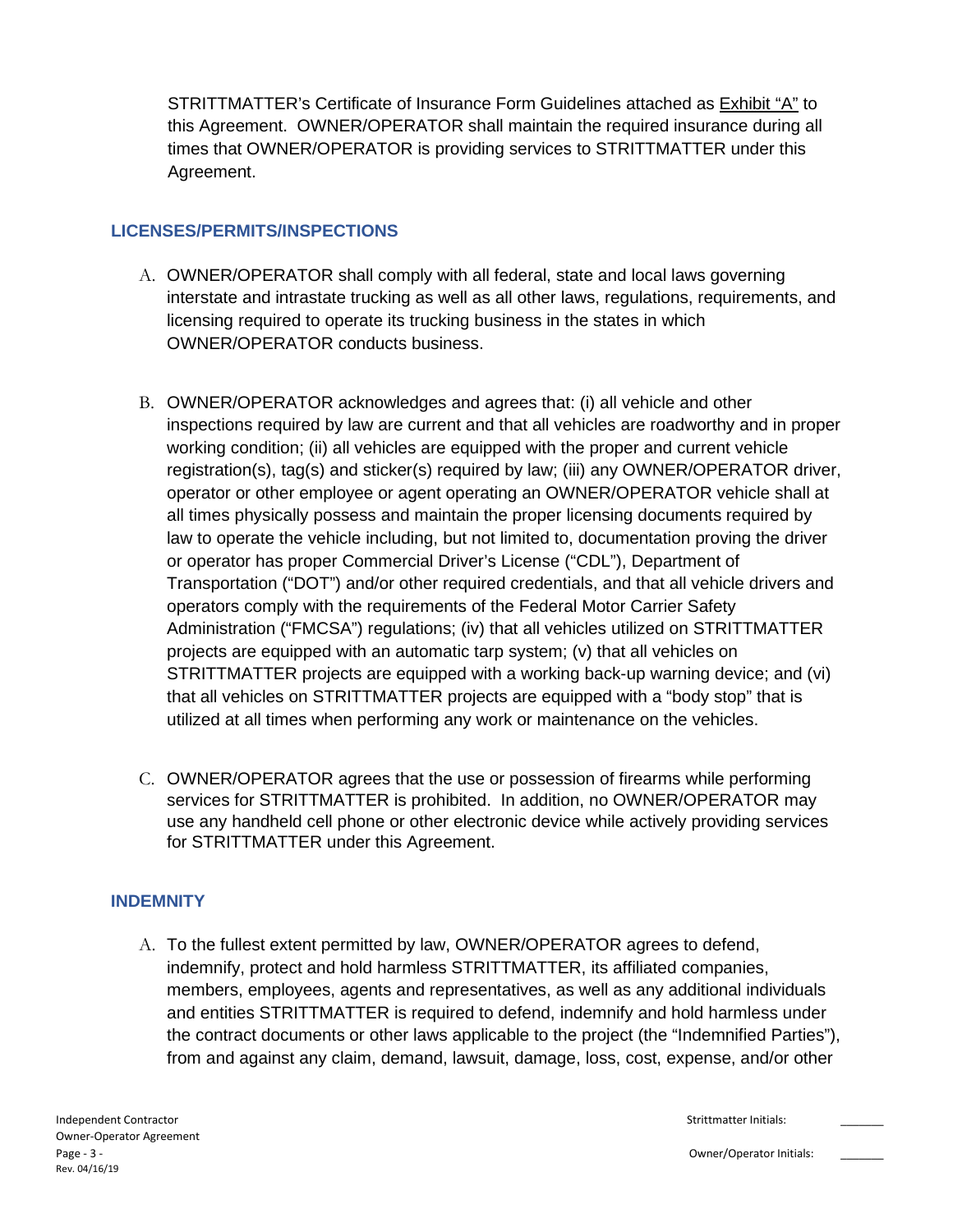STRITTMATTER's Certificate of Insurance Form Guidelines attached as Exhibit "A" to this Agreement. OWNER/OPERATOR shall maintain the required insurance during all times that OWNER/OPERATOR is providing services to STRITTMATTER under this Agreement.

## LICENSES/PERMITS/INSPECTIONS

A. OWNER/OPERATOR shall comply with all federal, state and local laws governing interstate and intrastate trucking as well as all other laws, regulations, requirements, and licensing required to operate its trucking business in the states in which OWNER/OPERATOR conducts business.

B. OWNER/OPERATOR acknowledges and agrees that: (i) all vehicle and other inspections required by law are current and that all vehicles are roadworthy and in proper working condition; (ii) all vehicles are equipped with the proper and current vehicle registration(s), tag(s) and sticker(s) required by law; (iii) any OWNER/OPERATOR driver, operator or other employee or agent operating an OWNER/OPERATOR vehicle shall at all times physically possess and maintain the proper licensing documents required by law to operate the vehicle including, but not limited to, documentation proving the driver or operator has proper Commercial Driver's License ("CDL"), Department of Transportation ("DOT") and/or other required credentials, and that all vehicle drivers and operators comply with the requirements of the Federal Motor Carrier Safety Administration ("FMCSA") regulations; (iv) that all vehicles utilized on STRITTMATTER projects are equipped with an automatic tarp system; (v) that all vehicles on STRITTMATTER projects are equipped with a working back-up warning device; and (vi) that all vehicles on STRITTMATTER projects are equipped with a "body stop" that is utilized at all times when performing any work or maintenance on the vehicles.

C. OWNER/OPERATOR agrees that the use or possession of firearms while performing services for STRITTMATTER is prohibited. In addition, no OWNER/OPERATOR may use any handheld cell phone or other electronic device while actively providing services for STRITTMATTER under this Agreement.

## INDEMNITY

A. To the fullest extent permitted by law, OWNER/OPERATOR agrees to defend, indemnify, protect and hold harmless STRITTMATTER, its affiliated companies, members, employees, agents and representatives, as well as any additional individuals and entities STRITTMATTER is required to defend, indemnify and hold harmless under the contract documents or other laws applicable to the project (the "Indemnified Parties"), from and against any claim, demand, lawsuit, damage, loss, cost, expense, and/or other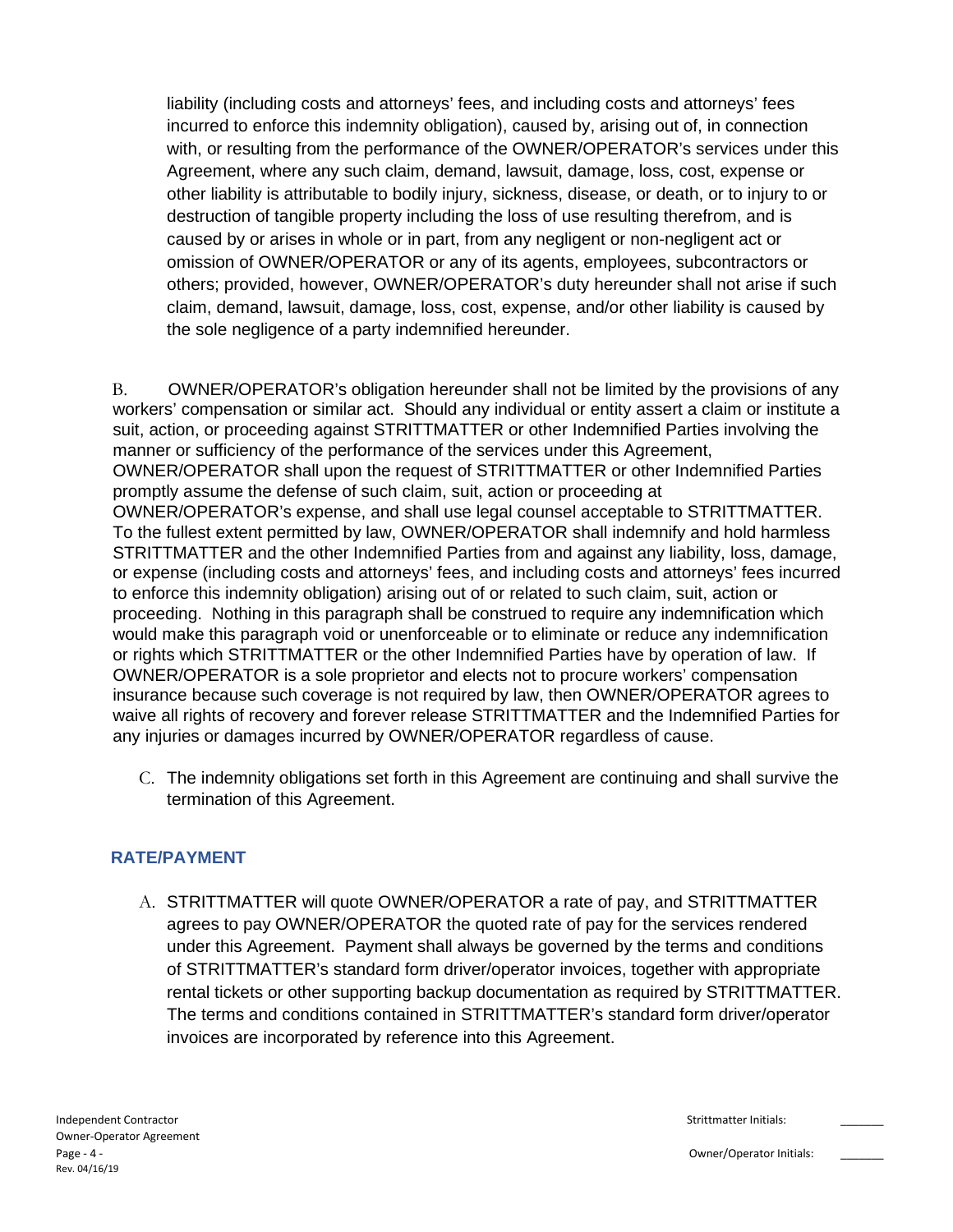liability (including costs and attorneys' fees, and including costs and attorneys' fees incurred to enforce this indemnity obligation), caused by, arising out of, in connection with, or resulting from the performance of the OWNER/OPERATOR's services under this Agreement, where any such claim, demand, lawsuit, damage, loss, cost, expense or other liability is attributable to bodily injury, sickness, disease, or death, or to injury to or destruction of tangible property including the loss of use resulting therefrom, and is caused by or arises in whole or in part, from any negligent or non-negligent act or omission of OWNER/OPERATOR or any of its agents, employees, subcontractors or others; provided, however, OWNER/OPERATOR's duty hereunder shall not arise if such claim, demand, lawsuit, damage, loss, cost, expense, and/or other liability is caused by the sole negligence of a party indemnified hereunder.

B. OWNER/OPERATOR's obligation hereunder shall not be limited by the provisions of any workers' compensation or similar act. Should any individual or entity assert a claim or institute a suit, action, or proceeding against STRITTMATTER or other Indemnified Parties involving the manner or sufficiency of the performance of the services under this Agreement, OWNER/OPERATOR shall upon the request of STRITTMATTER or other Indemnified Parties promptly assume the defense of such claim, suit, action or proceeding at OWNER/OPERATOR's expense, and shall use legal counsel acceptable to STRITTMATTER. To the fullest extent permitted by law, OWNER/OPERATOR shall indemnify and hold harmless STRITTMATTER and the other Indemnified Parties from and against any liability, loss, damage, or expense (including costs and attorneys' fees, and including costs and attorneys' fees incurred to enforce this indemnity obligation) arising out of or related to such claim, suit, action or proceeding. Nothing in this paragraph shall be construed to require any indemnification which would make this paragraph void or unenforceable or to eliminate or reduce any indemnification or rights which STRITTMATTER or the other Indemnified Parties have by operation of law. If OWNER/OPERATOR is a sole proprietor and elects not to procure workers' compensation insurance because such coverage is not required by law, then OWNER/OPERATOR agrees to waive all rights of recovery and forever release STRITTMATTER and the Indemnified Parties for any injuries or damages incurred by OWNER/OPERATOR regardless of cause.

C. The indemnity obligations set forth in this Agreement are continuing and shall survive the termination of this Agreement.

## RATE/PAYMENT

A. STRITTMATTER will quote OWNER/OPERATOR a rate of pay, and STRITTMATTER agrees to pay OWNER/OPERATOR the quoted rate of pay for the services rendered under this Agreement. Payment shall always be governed by the terms and conditions of STRITTMATTER's standard form driver/operator invoices, together with appropriate rental tickets or other supporting backup documentation as required by STRITTMATTER. The terms and conditions contained in STRITTMATTER's standard form driver/operator invoices are incorporated by reference into this Agreement.

Strittmatter Initials: \_\_\_\_\_\_

Owner/Operator Initials: \_\_\_\_\_\_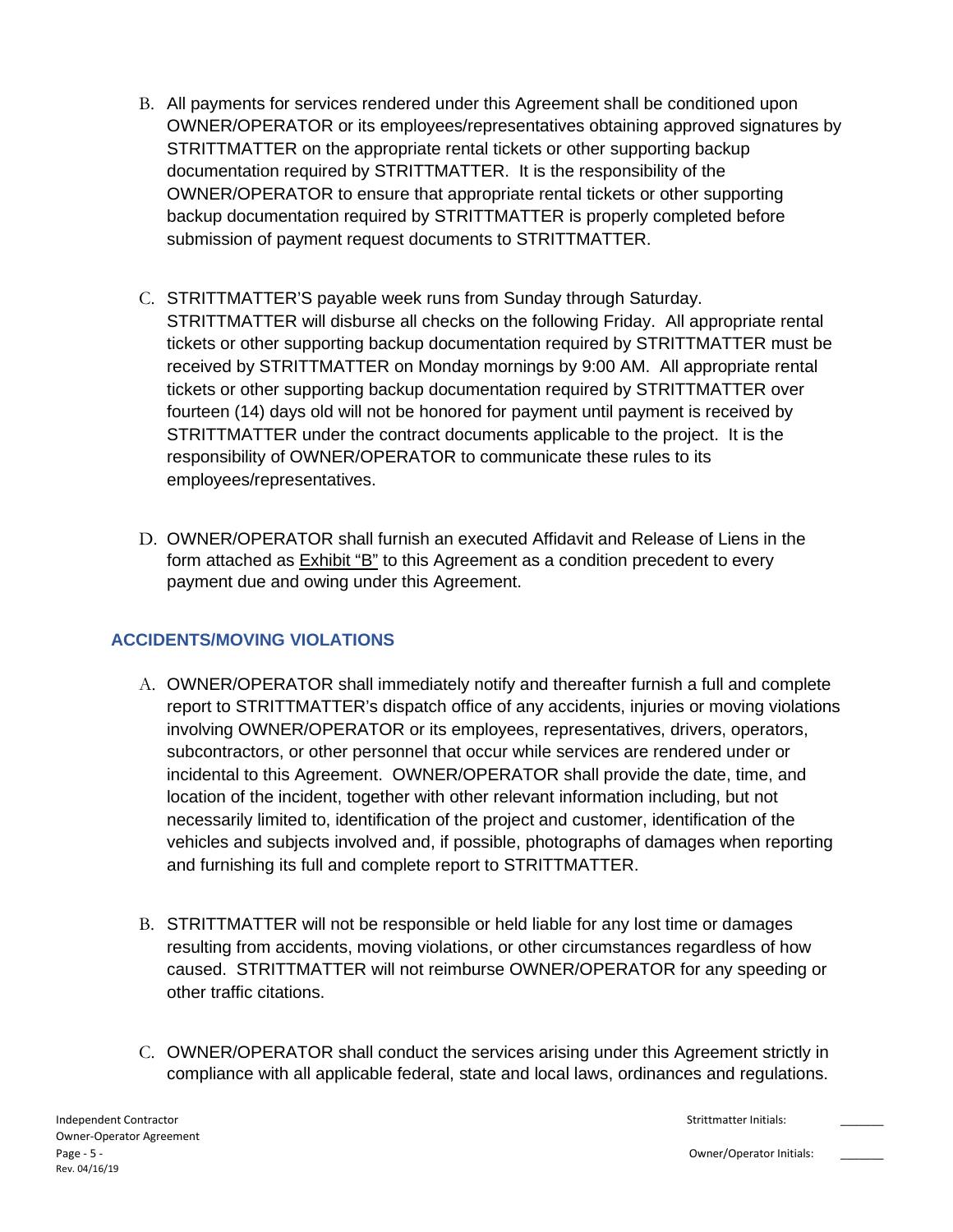B. All payments for services rendered under this Agreement shall be conditioned upon OWNER/OPERATOR or its employees/representatives obtaining approved signatures by STRITTMATTER on the appropriate rental tickets or other supporting backup documentation required by STRITTMATTER. It is the responsibility of the OWNER/OPERATOR to ensure that appropriate rental tickets or other supporting backup documentation required by STRITTMATTER is properly completed before submission of payment request documents to STRITTMATTER.

C. STRITTMATTER'S payable week runs from Sunday through Saturday. STRITTMATTER will disburse all checks on the following Friday. All appropriate rental tickets or other supporting backup documentation required by STRITTMATTER must be received by STRITTMATTER on Monday mornings by 9:00 AM. All appropriate rental tickets or other supporting backup documentation required by STRITTMATTER over fourteen (14) days old will not be honored for payment until payment is received by STRITTMATTER under the contract documents applicable to the project. It is the responsibility of OWNER/OPERATOR to communicate these rules to its employees/representatives.

D. OWNER/OPERATOR shall furnish an executed Affidavit and Release of Liens in the form attached as Exhibit "B" to this Agreement as a condition precedent to every payment due and owing under this Agreement.

## ACCIDENTS/MOVING VIOLATIONS

A. OWNER/OPERATOR shall immediately notify and thereafter furnish a full and complete report to STRITTMATTER's dispatch office of any accidents, injuries or moving violations involving OWNER/OPERATOR or its employees, representatives, drivers, operators, subcontractors, or other personnel that occur while services are rendered under or incidental to this Agreement. OWNER/OPERATOR shall provide the date, time, and location of the incident, together with other relevant information including, but not necessarily limited to, identification of the project and customer, identification of the vehicles and subjects involved and, if possible, photographs of damages when reporting and furnishing its full and complete report to STRITTMATTER.

B. STRITTMATTER will not be responsible or held liable for any lost time or damages resulting from accidents, moving violations, or other circumstances regardless of how caused. STRITTMATTER will not reimburse OWNER/OPERATOR for any speeding or other traffic citations.

C. OWNER/OPERATOR shall conduct the services arising under this Agreement strictly in compliance with all applicable federal, state and local laws, ordinances and regulations.

Strittmatter Initials: \_\_\_\_\_\_

Owner/Operator Initials: \_\_\_\_\_\_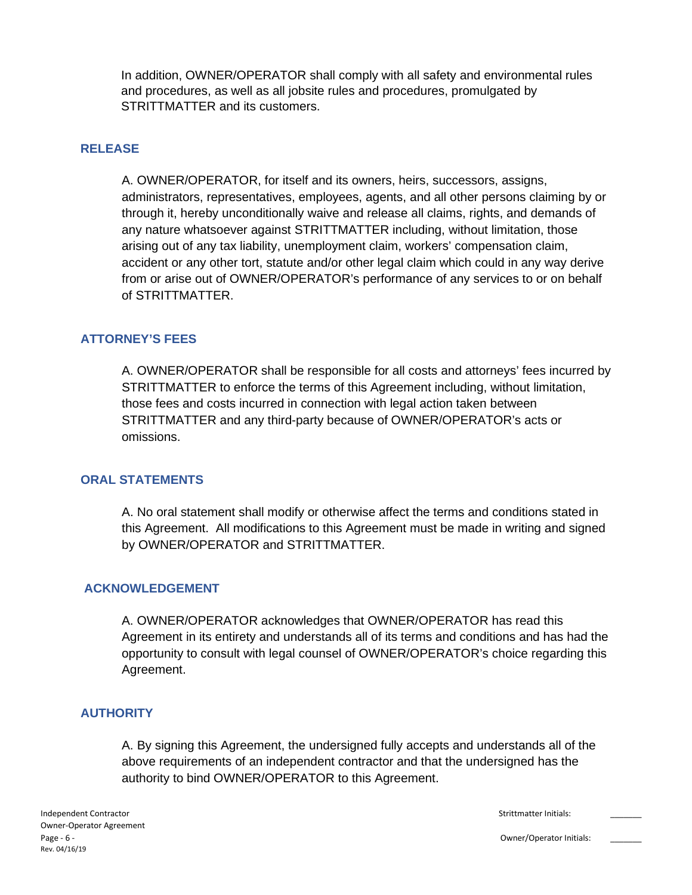In addition, OWNER/OPERATOR shall comply with all safety and environmental rules and procedures, as well as all jobsite rules and procedures, promulgated by STRITTMATTER and its customers.

## RELEASE

A. OWNER/OPERATOR, for itself and its owners, heirs, successors, assigns, administrators, representatives, employees, agents, and all other persons claiming by or through it, hereby unconditionally waive and release all claims, rights, and demands of any nature whatsoever against STRITTMATTER including, without limitation, those arising out of any tax liability, unemployment claim, workers' compensation claim, accident or any other tort, statute and/or other legal claim which could in any way derive from or arise out of OWNER/OPERATOR's performance of any services to or on behalf of STRITTMATTER.

## ATTORNEY'S FEES

A. OWNER/OPERATOR shall be responsible for all costs and attorneys' fees incurred by STRITTMATTER to enforce the terms of this Agreement including, without limitation, those fees and costs incurred in connection with legal action taken between STRITTMATTER and any third-party because of OWNER/OPERATOR's acts or omissions.

## ORAL STATEMENTS

A. No oral statement shall modify or otherwise affect the terms and conditions stated in this Agreement. All modifications to this Agreement must be made in writing and signed by OWNER/OPERATOR and STRITTMATTER.

## ACKNOWLEDGEMENT

A. OWNER/OPERATOR acknowledges that OWNER/OPERATOR has read this Agreement in its entirety and understands all of its terms and conditions and has had the opportunity to consult with legal counsel of OWNER/OPERATOR's choice regarding this Agreement.

## AUTHORITY

A. By signing this Agreement, the undersigned fully accepts and understands all of the above requirements of an independent contractor and that the undersigned has the authority to bind OWNER/OPERATOR to this Agreement.

Strittmatter Initials: _______

Owner/Operator Initials: _______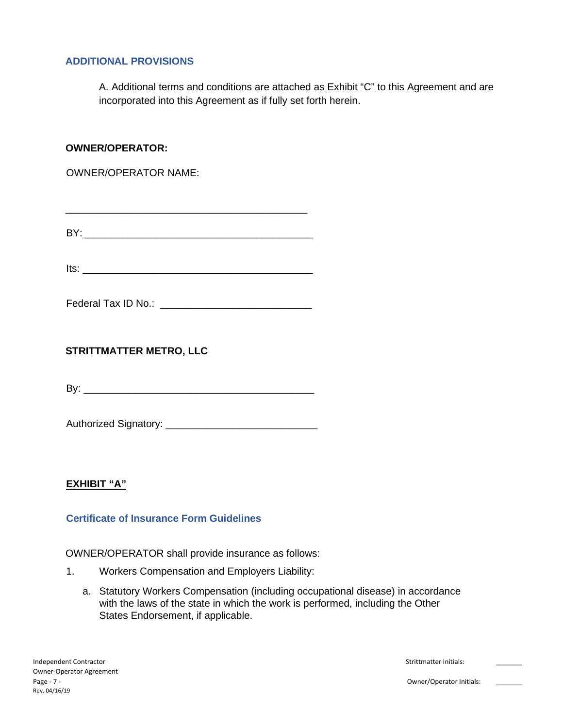## ADDITIONAL PROVISIONS

A. Additional terms and conditions are attached as <u>Exhibit "C"</u> to this Agreement and are incorporated into this Agreement as if fully set forth herein.

**OWNER/OPERATOR:**

OWNER/OPERATOR NAME:

___________________________________________

BY:_________________________________________

Its: _________________________________________

Federal Tax ID No.: ___________________________

**STRITTMATTER METRO, LLC**

By: _________________________________________

Authorized Signatory: ___________________________

**<u>EXHIBIT "A"</u>**

### Certificate of Insurance Form Guidelines

OWNER/OPERATOR shall provide insurance as follows:

1. Workers Compensation and Employers Liability:

   a. Statutory Workers Compensation (including occupational disease) in accordance with the laws of the state in which the work is performed, including the Other States Endorsement, if applicable.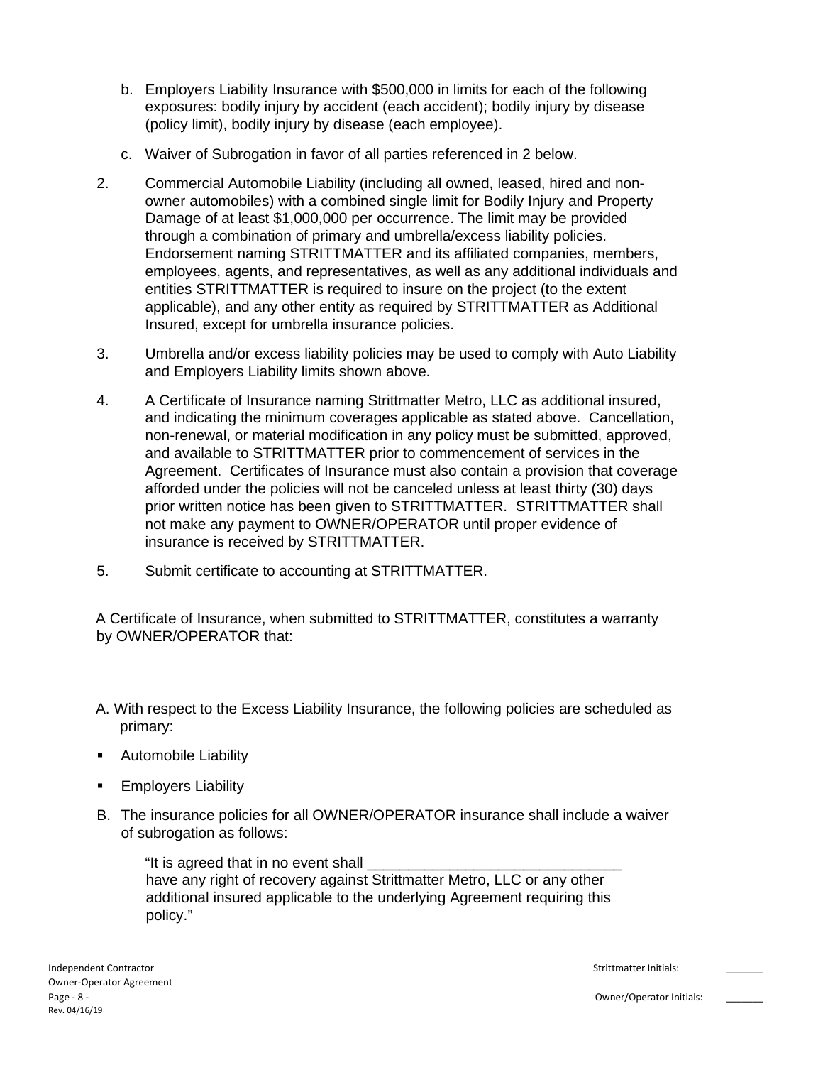b. Employers Liability Insurance with $500,000 in limits for each of the following exposures: bodily injury by accident (each accident); bodily injury by disease (policy limit), bodily injury by disease (each employee).

c. Waiver of Subrogation in favor of all parties referenced in 2 below.

2. Commercial Automobile Liability (including all owned, leased, hired and non-owner automobiles) with a combined single limit for Bodily Injury and Property Damage of at least $1,000,000 per occurrence. The limit may be provided through a combination of primary and umbrella/excess liability policies. Endorsement naming STRITTMATTER and its affiliated companies, members, employees, agents, and representatives, as well as any additional individuals and entities STRITTMATTER is required to insure on the project (to the extent applicable), and any other entity as required by STRITTMATTER as Additional Insured, except for umbrella insurance policies.

3. Umbrella and/or excess liability policies may be used to comply with Auto Liability and Employers Liability limits shown above.

4. A Certificate of Insurance naming Strittmatter Metro, LLC as additional insured, and indicating the minimum coverages applicable as stated above. Cancellation, non-renewal, or material modification in any policy must be submitted, approved, and available to STRITTMATTER prior to commencement of services in the Agreement. Certificates of Insurance must also contain a provision that coverage afforded under the policies will not be canceled unless at least thirty (30) days prior written notice has been given to STRITTMATTER. STRITTMATTER shall not make any payment to OWNER/OPERATOR until proper evidence of insurance is received by STRITTMATTER.

5. Submit certificate to accounting at STRITTMATTER.

A Certificate of Insurance, when submitted to STRITTMATTER, constitutes a warranty by OWNER/OPERATOR that:

A. With respect to the Excess Liability Insurance, the following policies are scheduled as primary:

- Automobile Liability
- Employers Liability

B. The insurance policies for all OWNER/OPERATOR insurance shall include a waiver of subrogation as follows:

> "It is agreed that in no event shall _______________________________ have any right of recovery against Strittmatter Metro, LLC or any other additional insured applicable to the underlying Agreement requiring this policy."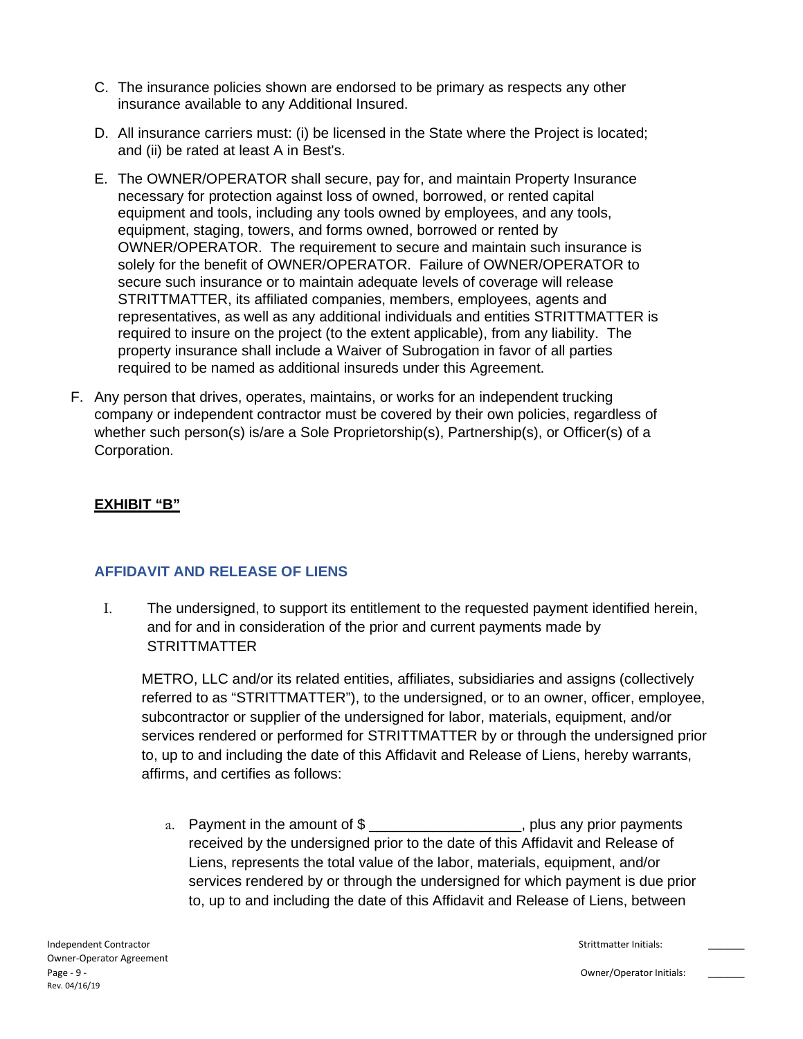C. The insurance policies shown are endorsed to be primary as respects any other insurance available to any Additional Insured.

D. All insurance carriers must: (i) be licensed in the State where the Project is located; and (ii) be rated at least A in Best's.

E. The OWNER/OPERATOR shall secure, pay for, and maintain Property Insurance necessary for protection against loss of owned, borrowed, or rented capital equipment and tools, including any tools owned by employees, and any tools, equipment, staging, towers, and forms owned, borrowed or rented by OWNER/OPERATOR. The requirement to secure and maintain such insurance is solely for the benefit of OWNER/OPERATOR. Failure of OWNER/OPERATOR to secure such insurance or to maintain adequate levels of coverage will release STRITTMATTER, its affiliated companies, members, employees, agents and representatives, as well as any additional individuals and entities STRITTMATTER is required to insure on the project (to the extent applicable), from any liability. The property insurance shall include a Waiver of Subrogation in favor of all parties required to be named as additional insureds under this Agreement.

F. Any person that drives, operates, maintains, or works for an independent trucking company or independent contractor must be covered by their own policies, regardless of whether such person(s) is/are a Sole Proprietorship(s), Partnership(s), or Officer(s) of a Corporation.

**EXHIBIT "B"**

## AFFIDAVIT AND RELEASE OF LIENS

I. The undersigned, to support its entitlement to the requested payment identified herein, and for and in consideration of the prior and current payments made by STRITTMATTER

METRO, LLC and/or its related entities, affiliates, subsidiaries and assigns (collectively referred to as "STRITTMATTER"), to the undersigned, or to an owner, officer, employee, subcontractor or supplier of the undersigned for labor, materials, equipment, and/or services rendered or performed for STRITTMATTER by or through the undersigned prior to, up to and including the date of this Affidavit and Release of Liens, hereby warrants, affirms, and certifies as follows:

a. Payment in the amount of $ __________________, plus any prior payments received by the undersigned prior to the date of this Affidavit and Release of Liens, represents the total value of the labor, materials, equipment, and/or services rendered by or through the undersigned for which payment is due prior to, up to and including the date of this Affidavit and Release of Liens, between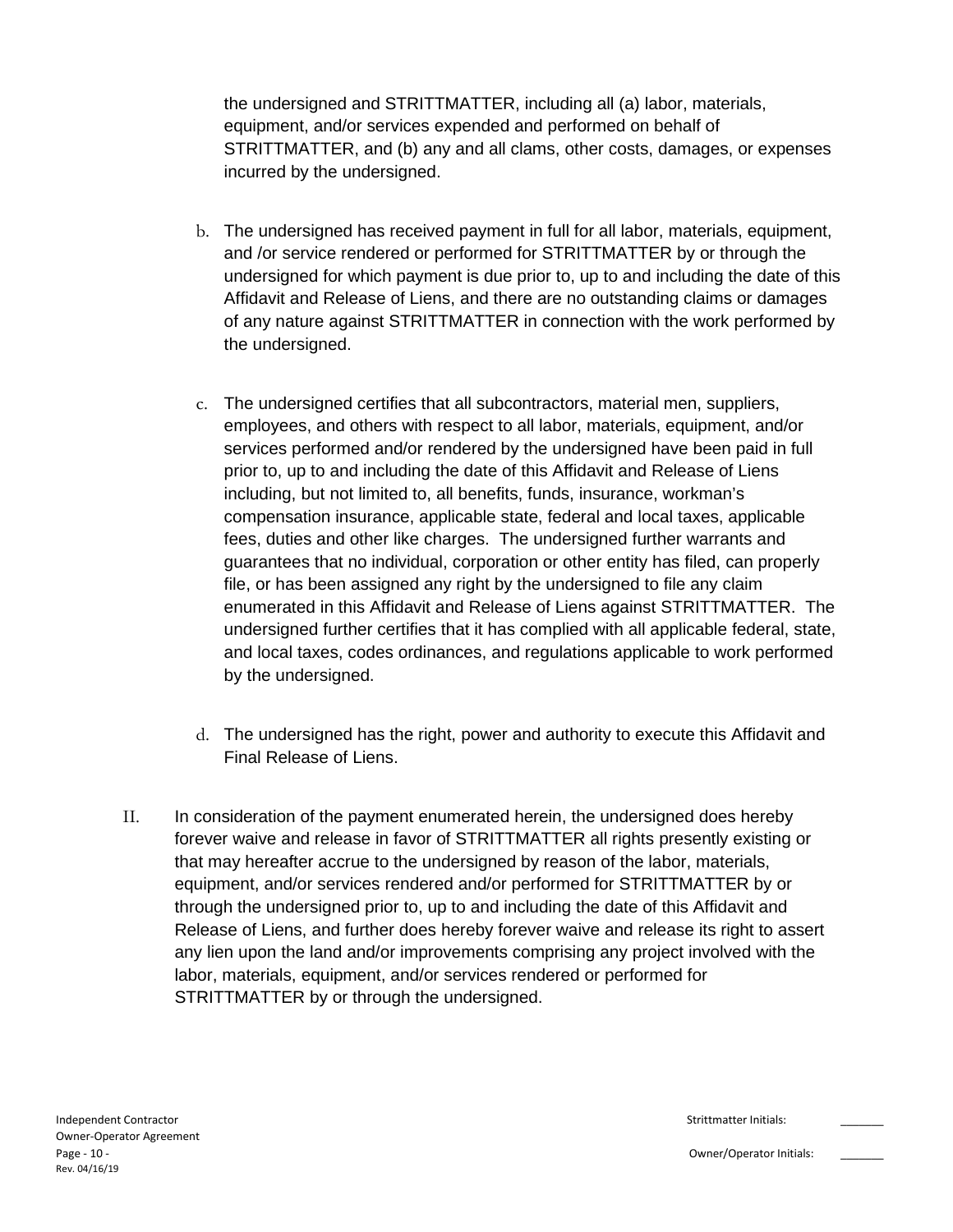the undersigned and STRITTMATTER, including all (a) labor, materials, equipment, and/or services expended and performed on behalf of STRITTMATTER, and (b) any and all clams, other costs, damages, or expenses incurred by the undersigned.

b. The undersigned has received payment in full for all labor, materials, equipment, and /or service rendered or performed for STRITTMATTER by or through the undersigned for which payment is due prior to, up to and including the date of this Affidavit and Release of Liens, and there are no outstanding claims or damages of any nature against STRITTMATTER in connection with the work performed by the undersigned.

c. The undersigned certifies that all subcontractors, material men, suppliers, employees, and others with respect to all labor, materials, equipment, and/or services performed and/or rendered by the undersigned have been paid in full prior to, up to and including the date of this Affidavit and Release of Liens including, but not limited to, all benefits, funds, insurance, workman's compensation insurance, applicable state, federal and local taxes, applicable fees, duties and other like charges. The undersigned further warrants and guarantees that no individual, corporation or other entity has filed, can properly file, or has been assigned any right by the undersigned to file any claim enumerated in this Affidavit and Release of Liens against STRITTMATTER. The undersigned further certifies that it has complied with all applicable federal, state, and local taxes, codes ordinances, and regulations applicable to work performed by the undersigned.

d. The undersigned has the right, power and authority to execute this Affidavit and Final Release of Liens.

II. In consideration of the payment enumerated herein, the undersigned does hereby forever waive and release in favor of STRITTMATTER all rights presently existing or that may hereafter accrue to the undersigned by reason of the labor, materials, equipment, and/or services rendered and/or performed for STRITTMATTER by or through the undersigned prior to, up to and including the date of this Affidavit and Release of Liens, and further does hereby forever waive and release its right to assert any lien upon the land and/or improvements comprising any project involved with the labor, materials, equipment, and/or services rendered or performed for STRITTMATTER by or through the undersigned.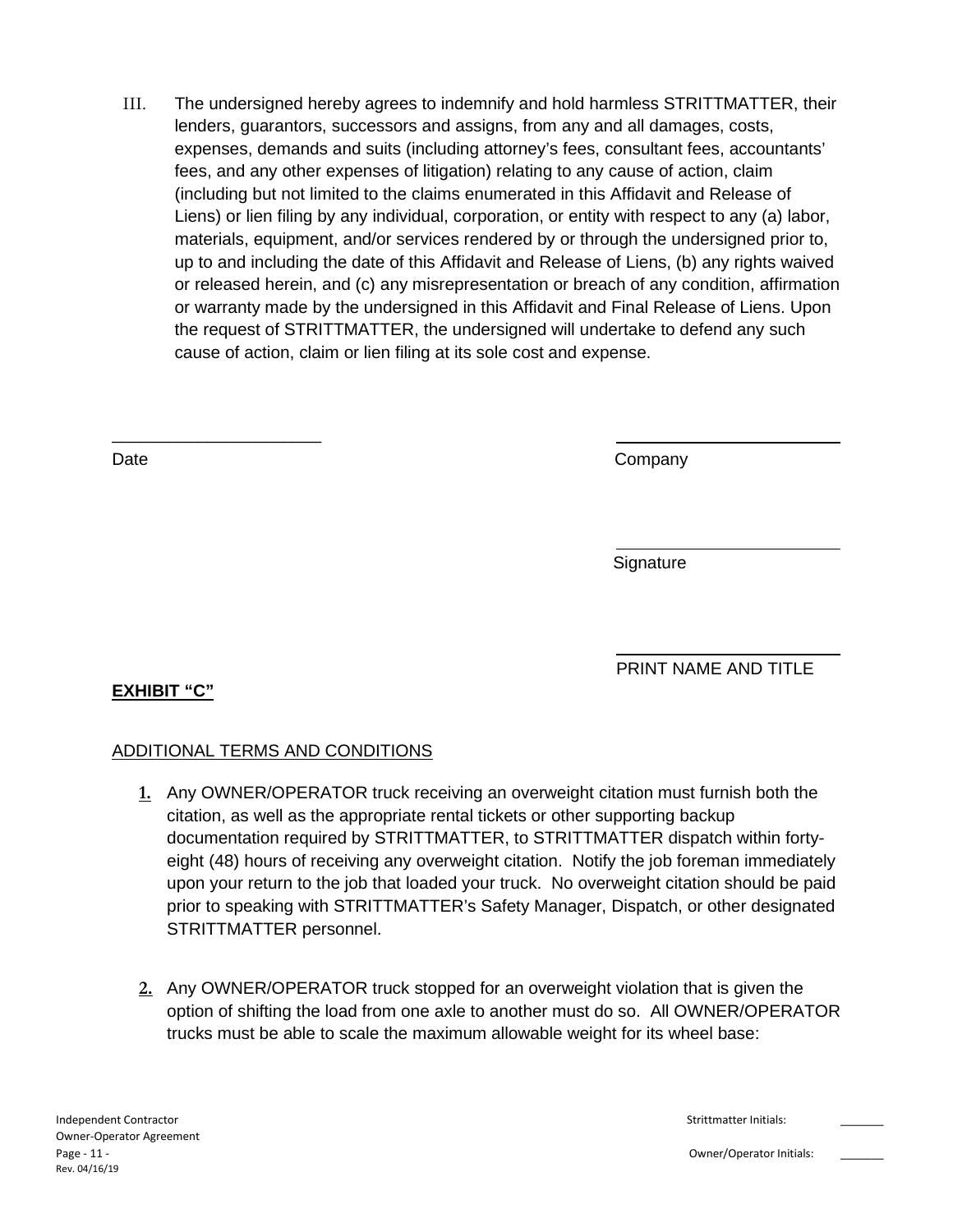III. The undersigned hereby agrees to indemnify and hold harmless STRITTMATTER, their lenders, guarantors, successors and assigns, from any and all damages, costs, expenses, demands and suits (including attorney's fees, consultant fees, accountants' fees, and any other expenses of litigation) relating to any cause of action, claim (including but not limited to the claims enumerated in this Affidavit and Release of Liens) or lien filing by any individual, corporation, or entity with respect to any (a) labor, materials, equipment, and/or services rendered by or through the undersigned prior to, up to and including the date of this Affidavit and Release of Liens, (b) any rights waived or released herein, and (c) any misrepresentation or breach of any condition, affirmation or warranty made by the undersigned in this Affidavit and Final Release of Liens. Upon the request of STRITTMATTER, the undersigned will undertake to defend any such cause of action, claim or lien filing at its sole cost and expense.

______________________ Date

______________________ Company

______________________ Signature

______________________ PRINT NAME AND TITLE

**EXHIBIT "C"**

ADDITIONAL TERMS AND CONDITIONS

1. Any OWNER/OPERATOR truck receiving an overweight citation must furnish both the citation, as well as the appropriate rental tickets or other supporting backup documentation required by STRITTMATTER, to STRITTMATTER dispatch within forty-eight (48) hours of receiving any overweight citation. Notify the job foreman immediately upon your return to the job that loaded your truck. No overweight citation should be paid prior to speaking with STRITTMATTER's Safety Manager, Dispatch, or other designated STRITTMATTER personnel.

2. Any OWNER/OPERATOR truck stopped for an overweight violation that is given the option of shifting the load from one axle to another must do so. All OWNER/OPERATOR trucks must be able to scale the maximum allowable weight for its wheel base:

Strittmatter Initials: ______

Owner/Operator Initials: ______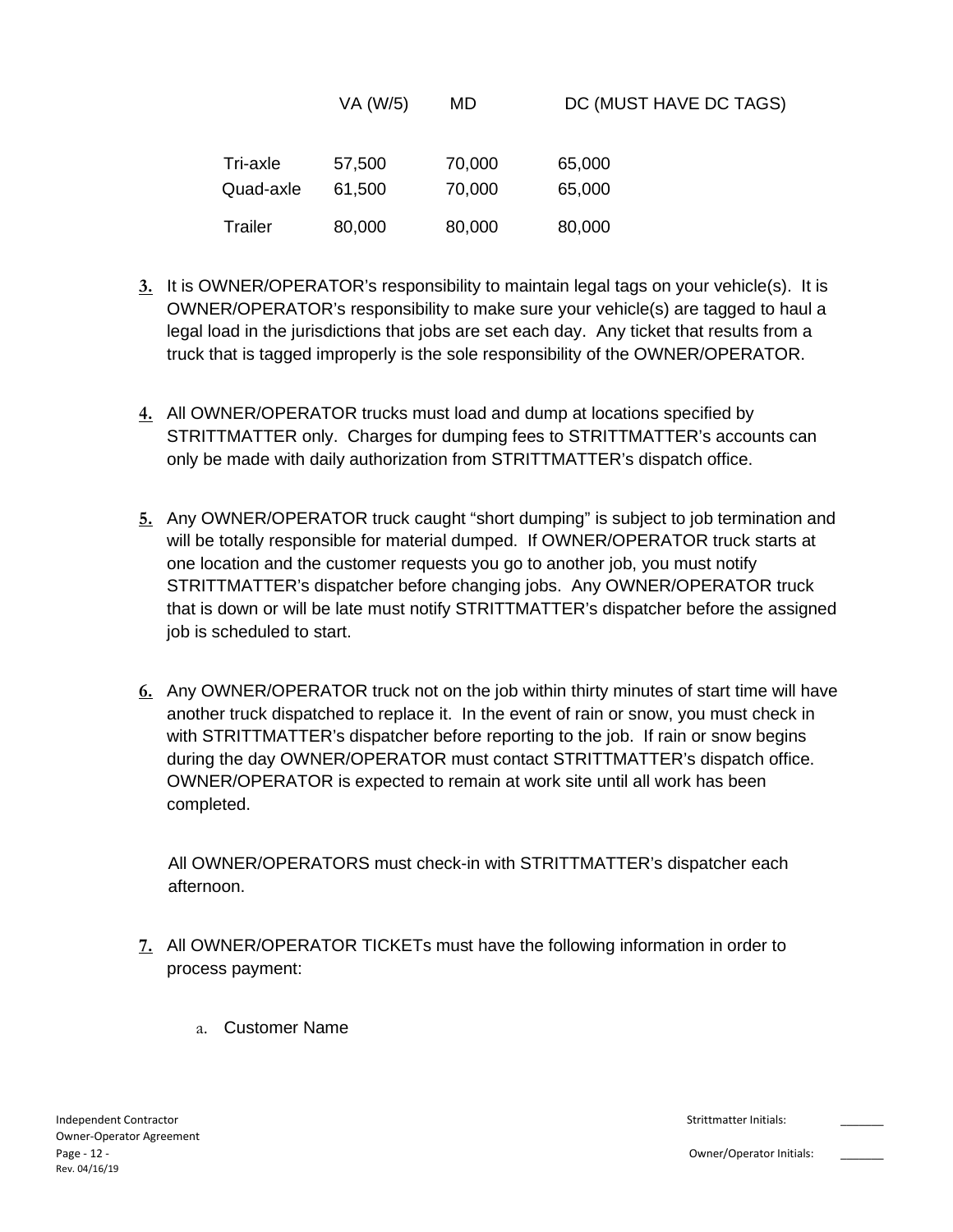| | VA (W/5) | MD | DC (MUST HAVE DC TAGS) |
|---|---|---|---|
| Tri-axle | 57,500 | 70,000 | 65,000 |
| Quad-axle | 61,500 | 70,000 | 65,000 |
| Trailer | 80,000 | 80,000 | 80,000 |

3. It is OWNER/OPERATOR's responsibility to maintain legal tags on your vehicle(s). It is OWNER/OPERATOR's responsibility to make sure your vehicle(s) are tagged to haul a legal load in the jurisdictions that jobs are set each day. Any ticket that results from a truck that is tagged improperly is the sole responsibility of the OWNER/OPERATOR.

4. All OWNER/OPERATOR trucks must load and dump at locations specified by STRITTMATTER only. Charges for dumping fees to STRITTMATTER's accounts can only be made with daily authorization from STRITTMATTER's dispatch office.

5. Any OWNER/OPERATOR truck caught "short dumping" is subject to job termination and will be totally responsible for material dumped. If OWNER/OPERATOR truck starts at one location and the customer requests you go to another job, you must notify STRITTMATTER's dispatcher before changing jobs. Any OWNER/OPERATOR truck that is down or will be late must notify STRITTMATTER's dispatcher before the assigned job is scheduled to start.

6. Any OWNER/OPERATOR truck not on the job within thirty minutes of start time will have another truck dispatched to replace it. In the event of rain or snow, you must check in with STRITTMATTER's dispatcher before reporting to the job. If rain or snow begins during the day OWNER/OPERATOR must contact STRITTMATTER's dispatch office. OWNER/OPERATOR is expected to remain at work site until all work has been completed.

   All OWNER/OPERATORS must check-in with STRITTMATTER's dispatcher each afternoon.

7. All OWNER/OPERATOR TICKETs must have the following information in order to process payment:

   a. Customer Name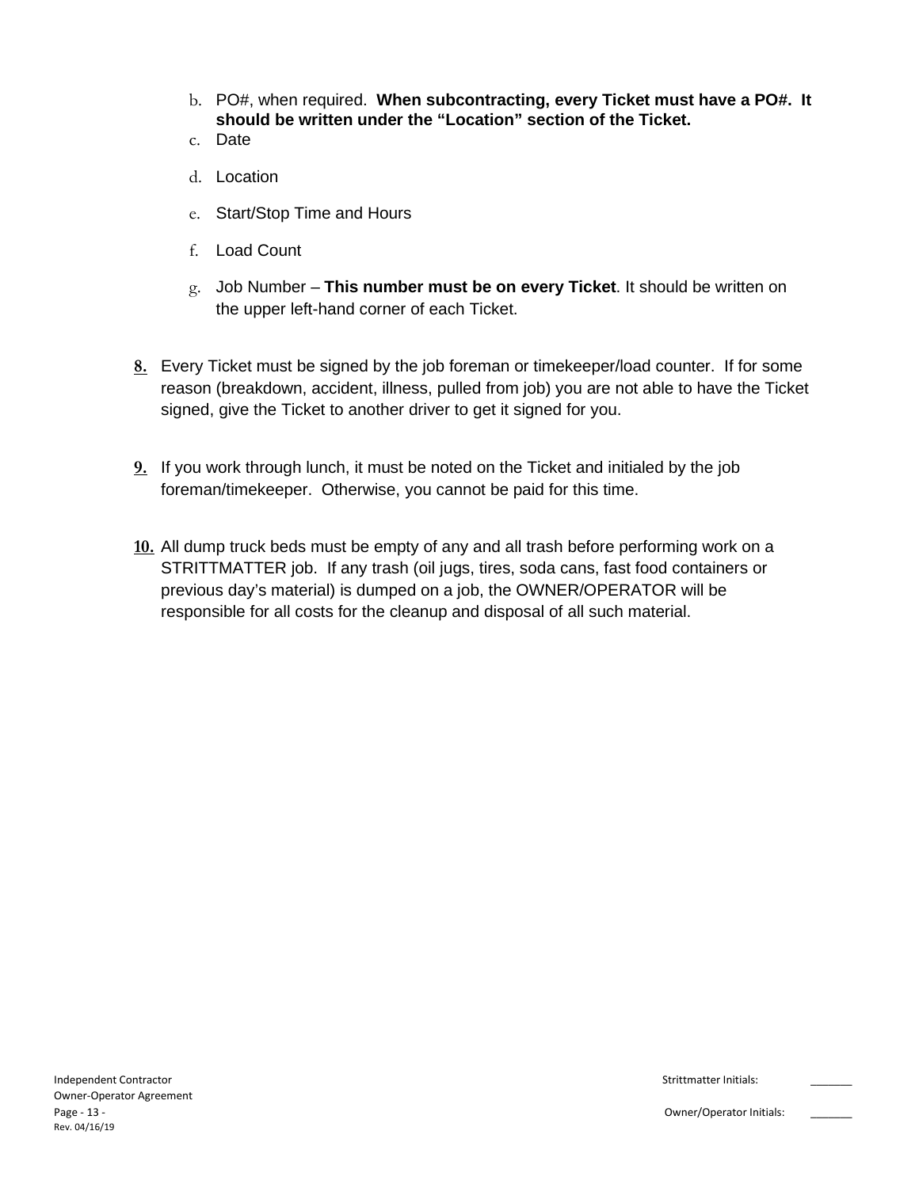b. PO#, when required. **When subcontracting, every Ticket must have a PO#. It should be written under the "Location" section of the Ticket.**
c. Date
d. Location
e. Start/Stop Time and Hours
f. Load Count
g. Job Number – **This number must be on every Ticket**. It should be written on the upper left-hand corner of each Ticket.

8. Every Ticket must be signed by the job foreman or timekeeper/load counter. If for some reason (breakdown, accident, illness, pulled from job) you are not able to have the Ticket signed, give the Ticket to another driver to get it signed for you.

9. If you work through lunch, it must be noted on the Ticket and initialed by the job foreman/timekeeper. Otherwise, you cannot be paid for this time.

10. All dump truck beds must be empty of any and all trash before performing work on a STRITTMATTER job. If any trash (oil jugs, tires, soda cans, fast food containers or previous day's material) is dumped on a job, the OWNER/OPERATOR will be responsible for all costs for the cleanup and disposal of all such material.